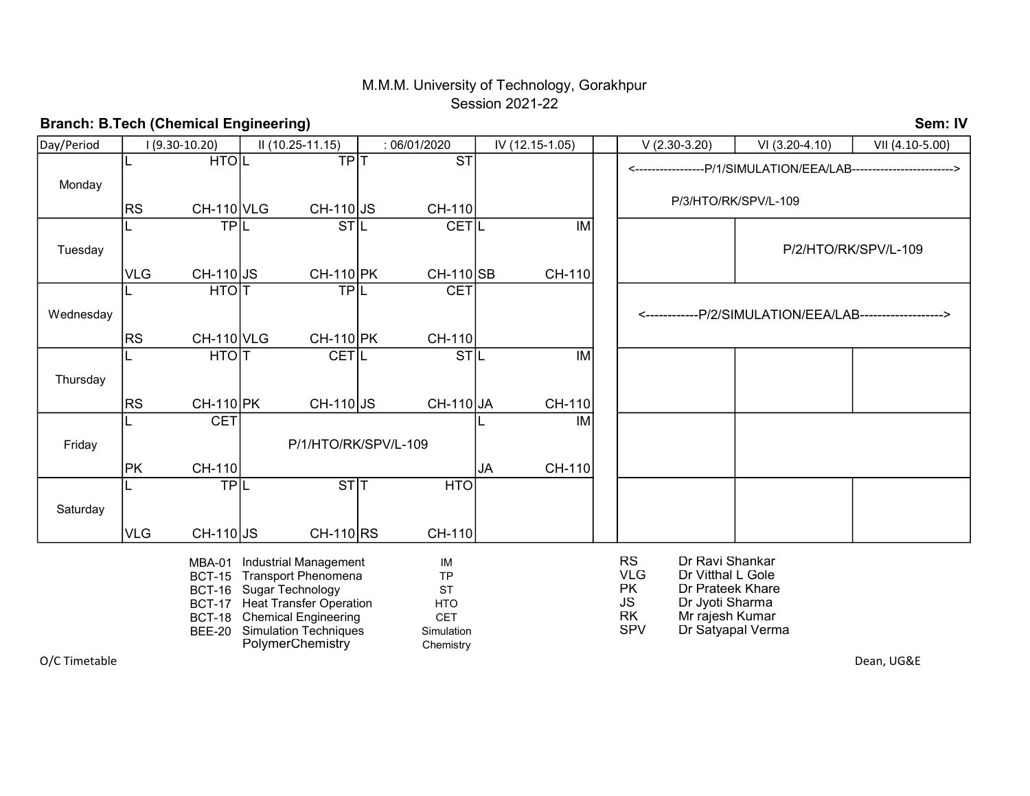M.M.M. University of Technology, Gorakhpur

Session 2021-22

**Branch: B.Tech (Chemical Engineering)** **Sem: IV**

| Day/Period | I (9.30-10.20) | II (10.25-11.15) | : 06/01/2020 | IV (12.15-1.05) | | V (2.30-3.20) | VI (3.20-4.10) | VII (4.10-5.00) |
|---|---|---|---|---|---|---|---|---|
| Monday | L HTO RS CH-110 | L TP VLG CH-110 | T ST JS CH-110 | | | <-----------------P/1/SIMULATION/EEA/LAB------------------------> P/3/HTO/RK/SPV/L-109 | | |
| Tuesday | L TP VLG CH-110 | L ST JS CH-110 | L CET PK CH-110 | L IM SB CH-110 | | | P/2/HTO/RK/SPV/L-109 | |
| Wednesday | L HTO RS CH-110 | T TP VLG CH-110 | L CET PK CH-110 | | | <------------P/2/SIMULATION/EEA/LAB-------------------> | | |
| Thursday | L HTO RS CH-110 | T CET PK CH-110 | L ST JS CH-110 | L IM JA CH-110 | | | | |
| Friday | L CET PK CH-110 | P/1/HTO/RK/SPV/L-109 | | L IM JA CH-110 | | | | |
| Saturday | L TP VLG CH-110 | L ST JS CH-110 | T HTO RS CH-110 | | | | | |

| Code | Subject | Abbreviation |
|---|---|---|
| MBA-01 | Industrial Management | IM |
| BCT-15 | Transport Phenomena | TP |
| BCT-16 | Sugar Technology | ST |
| BCT-17 | Heat Transfer Operation | HTO |
| BCT-18 | Chemical Engineering | CET |
| BEE-20 | Simulation Techniques | Simulation |
| | PolymerChemistry | Chemistry |

| Abbreviation | Faculty |
|---|---|
| RS | Dr Ravi Shankar |
| VLG | Dr Vitthal L Gole |
| PK | Dr Prateek Khare |
| JS | Dr Jyoti Sharma |
| RK | Mr rajesh Kumar |
| SPV | Dr Satyapal Verma |

O/C Timetable

Dean, UG&E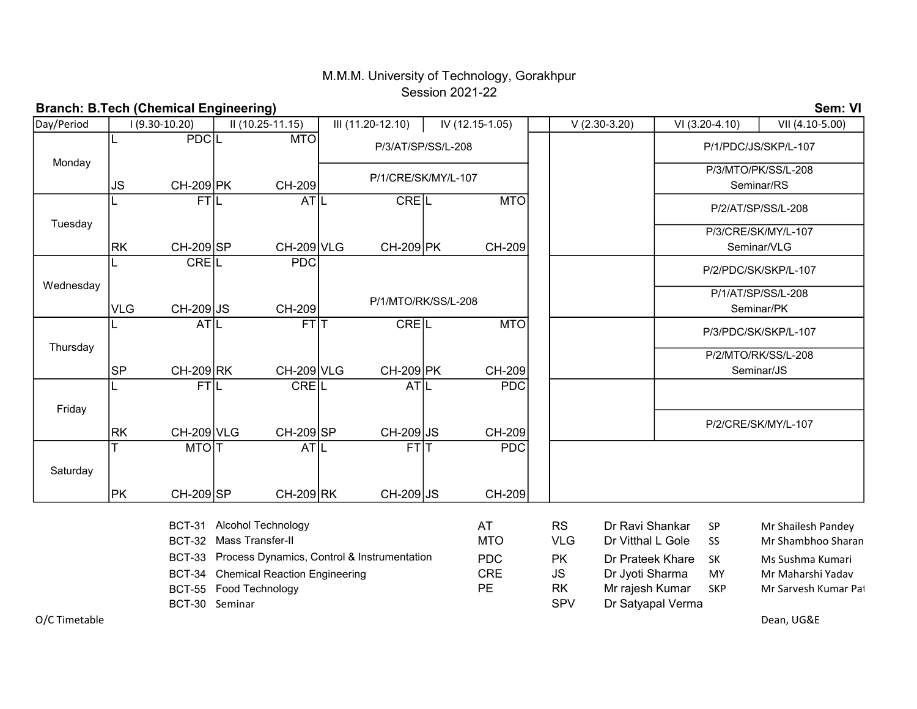M.M.M. University of Technology, Gorakhpur

Session 2021-22

**Branch: B.Tech (Chemical Engineering)** **Sem: VI**

| Day/Period | I (9.30-10.20) | II (10.25-11.15) | III (11.20-12.10) | IV (12.15-1.05) | | V (2.30-3.20) | VI (3.20-4.10) | VII (4.10-5.00) |
|---|---|---|---|---|---|---|---|---|
| Monday | L PDC JS CH-209 | L MTO PK CH-209 | P/3/AT/SP/SS/L-208<br>P/1/CRE/SK/MY/L-107 | | | | P/1/PDC/JS/SKP/L-107<br>P/3/MTO/PK/SS/L-208<br>Seminar/RS | |
| Tuesday | L FT RK CH-209 | L AT SP CH-209 | L CRE VLG CH-209 | L MTO PK CH-209 | | | P/2/AT/SP/SS/L-208<br>P/3/CRE/SK/MY/L-107<br>Seminar/VLG | |
| Wednesday | L CRE VLG CH-209 | L PDC JS CH-209 | P/1/MTO/RK/SS/L-208 | | | | P/2/PDC/SK/SKP/L-107<br>P/1/AT/SP/SS/L-208<br>Seminar/PK | |
| Thursday | L AT SP CH-209 | L FT RK CH-209 | T CRE VLG CH-209 | L MTO PK CH-209 | | | P/3/PDC/SK/SKP/L-107<br>P/2/MTO/RK/SS/L-208<br>Seminar/JS | |
| Friday | L FT RK CH-209 | L CRE VLG CH-209 | L AT SP CH-209 | L PDC JS CH-209 | | | P/2/CRE/SK/MY/L-107 | |
| Saturday | T MTO PK CH-209 | T AT SP CH-209 | L FT RK CH-209 | T PDC JS CH-209 | | | | |

| Code | Subject | Abbr. |
|---|---|---|
| BCT-31 | Alcohol Technology | AT |
| BCT-32 | Mass Transfer-II | MTO |
| BCT-33 | Process Dynamics, Control & Instrumentation | PDC |
| BCT-34 | Chemical Reaction Engineering | CRE |
| BCT-55 | Food Technology | PE |
| BCT-30 | Seminar | |

| Abbr. | Faculty | Abbr. | Faculty |
|---|---|---|---|
| RS | Dr Ravi Shankar | SP | Mr Shailesh Pandey |
| VLG | Dr Vitthal L Gole | SS | Mr Shambhoo Sharan |
| PK | Dr Prateek Khare | SK | Ms Sushma Kumari |
| JS | Dr Jyoti Sharma | MY | Mr Maharshi Yadav |
| RK | Mr rajesh Kumar | SKP | Mr Sarvesh Kumar Pat |
| SPV | Dr Satyapal Verma | | |

O/C Timetable

Dean, UG&E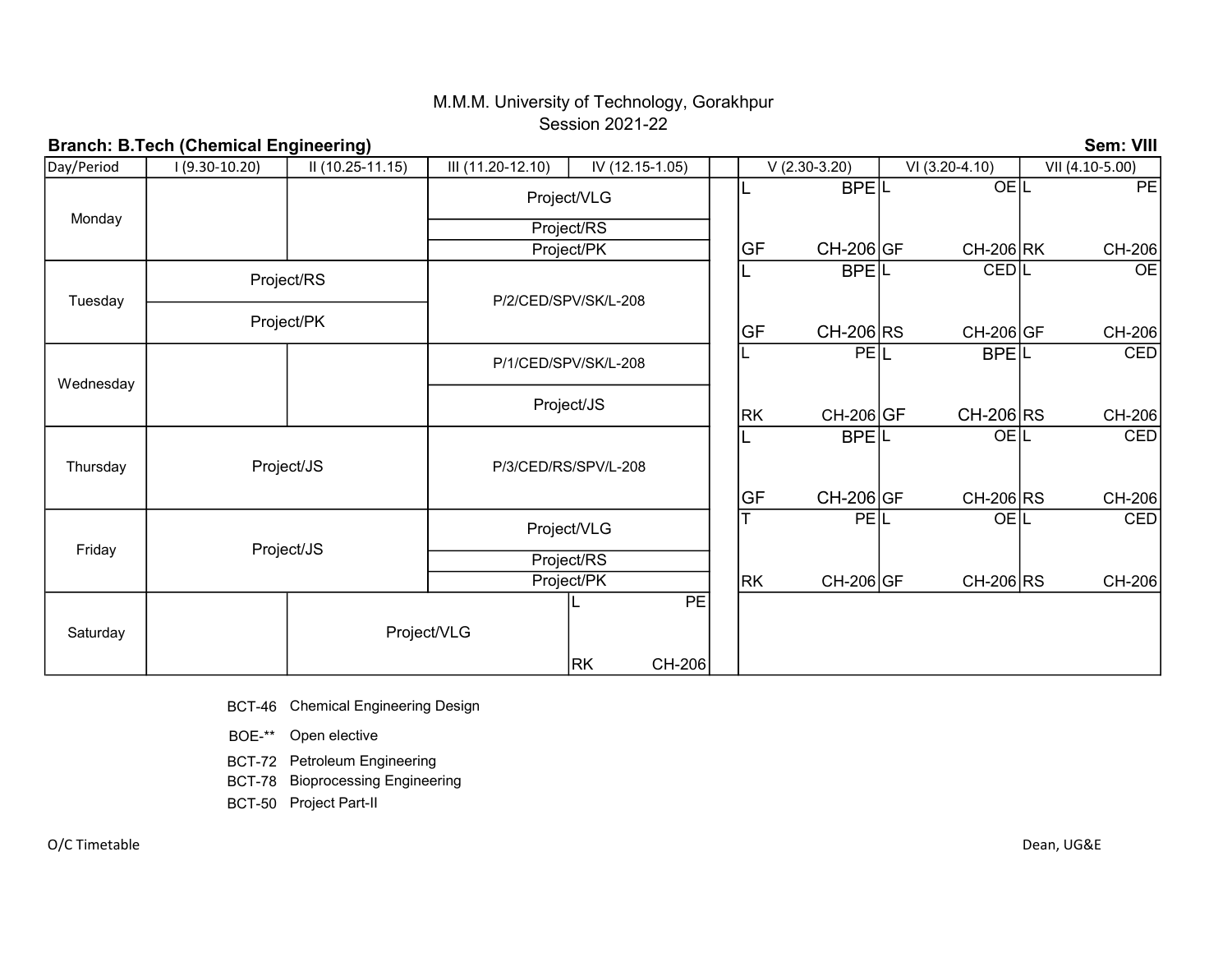M.M.M. University of Technology, Gorakhpur

Session 2021-22

**Branch: B.Tech (Chemical Engineering)** **Sem: VIII**

| Day/Period | I (9.30-10.20) | II (10.25-11.15) | III (11.20-12.10) | IV (12.15-1.05) | | V (2.30-3.20) | VI (3.20-4.10) | VII (4.10-5.00) |
|---|---|---|---|---|---|---|---|---|
| Monday | | | Project/VLG<br>Project/RS<br>Project/PK | | | L BPE<br>GF CH-206 | L OE<br>GF CH-206 | L PE<br>RK CH-206 |
| Tuesday | Project/RS<br>Project/PK | | P/2/CED/SPV/SK/L-208 | | | L BPE<br>GF CH-206 | L CED<br>RS CH-206 | L OE<br>GF CH-206 |
| Wednesday | | | P/1/CED/SPV/SK/L-208<br>Project/JS | | | L PE<br>RK CH-206 | L BPE<br>GF CH-206 | L CED<br>RS CH-206 |
| Thursday | Project/JS | | P/3/CED/RS/SPV/L-208 | | | L BPE<br>GF CH-206 | L OE<br>GF CH-206 | L CED<br>RS CH-206 |
| Friday | Project/JS | | Project/VLG<br>Project/RS<br>Project/PK | | | T PE<br>RK CH-206 | L OE<br>GF CH-206 | L CED<br>RS CH-206 |
| Saturday | | Project/VLG | | L PE<br>RK CH-206 | | | | |

BCT-46 Chemical Engineering Design

BOE-** Open elective

BCT-72 Petroleum Engineering

BCT-78 Bioprocessing Engineering

BCT-50 Project Part-II

O/C Timetable

Dean, UG&E